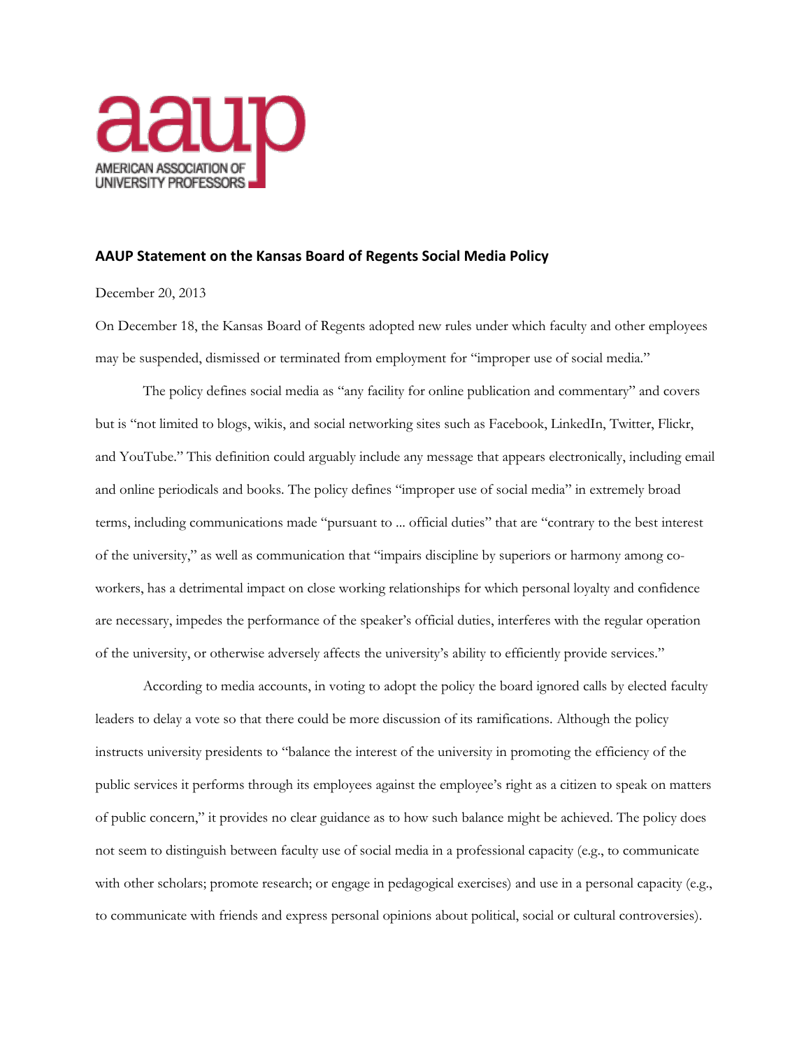AMERICAN ASSOCIATION OF UNIVERSITY PROFESSORS

## AAUP Statement on the Kansas Board of Regents Social Media Policy

December 20, 2013

On December 18, the Kansas Board of Regents adopted new rules under which faculty and other employees may be suspended, dismissed or terminated from employment for "improper use of social media."

The policy defines social media as "any facility for online publication and commentary" and covers but is "not limited to blogs, wikis, and social networking sites such as Facebook, LinkedIn, Twitter, Flickr, and YouTube." This definition could arguably include any message that appears electronically, including email and online periodicals and books. The policy defines "improper use of social media" in extremely broad terms, including communications made "pursuant to ... official duties" that are "contrary to the best interest of the university," as well as communication that "impairs discipline by superiors or harmony among co-workers, has a detrimental impact on close working relationships for which personal loyalty and confidence are necessary, impedes the performance of the speaker's official duties, interferes with the regular operation of the university, or otherwise adversely affects the university's ability to efficiently provide services."

According to media accounts, in voting to adopt the policy the board ignored calls by elected faculty leaders to delay a vote so that there could be more discussion of its ramifications. Although the policy instructs university presidents to "balance the interest of the university in promoting the efficiency of the public services it performs through its employees against the employee's right as a citizen to speak on matters of public concern," it provides no clear guidance as to how such balance might be achieved. The policy does not seem to distinguish between faculty use of social media in a professional capacity (e.g., to communicate with other scholars; promote research; or engage in pedagogical exercises) and use in a personal capacity (e.g., to communicate with friends and express personal opinions about political, social or cultural controversies).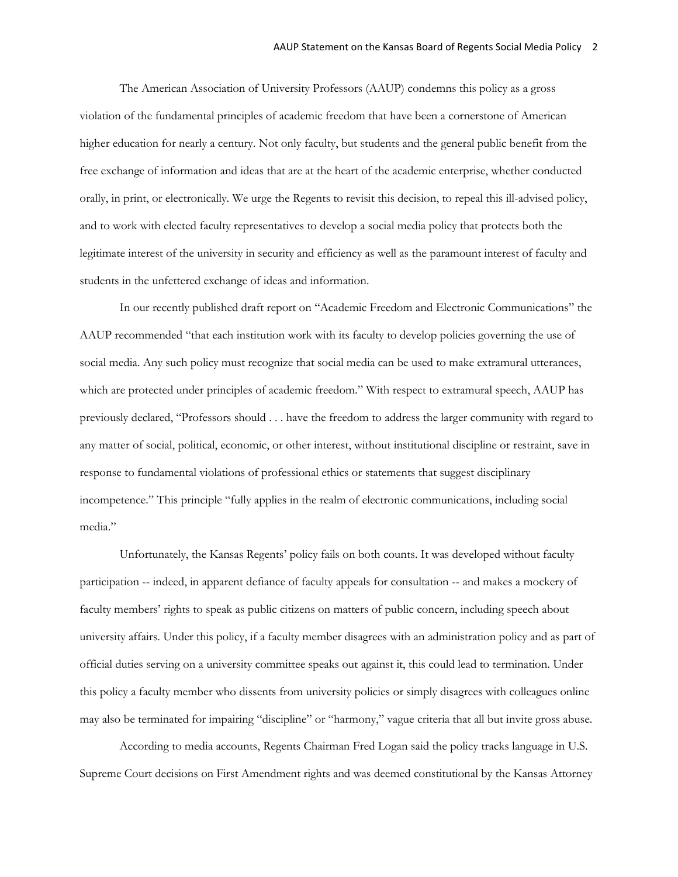The American Association of University Professors (AAUP) condemns this policy as a gross violation of the fundamental principles of academic freedom that have been a cornerstone of American higher education for nearly a century. Not only faculty, but students and the general public benefit from the free exchange of information and ideas that are at the heart of the academic enterprise, whether conducted orally, in print, or electronically. We urge the Regents to revisit this decision, to repeal this ill-advised policy, and to work with elected faculty representatives to develop a social media policy that protects both the legitimate interest of the university in security and efficiency as well as the paramount interest of faculty and students in the unfettered exchange of ideas and information.

In our recently published draft report on "Academic Freedom and Electronic Communications" the AAUP recommended "that each institution work with its faculty to develop policies governing the use of social media. Any such policy must recognize that social media can be used to make extramural utterances, which are protected under principles of academic freedom." With respect to extramural speech, AAUP has previously declared, "Professors should . . . have the freedom to address the larger community with regard to any matter of social, political, economic, or other interest, without institutional discipline or restraint, save in response to fundamental violations of professional ethics or statements that suggest disciplinary incompetence." This principle "fully applies in the realm of electronic communications, including social media."

Unfortunately, the Kansas Regents' policy fails on both counts. It was developed without faculty participation -- indeed, in apparent defiance of faculty appeals for consultation -- and makes a mockery of faculty members' rights to speak as public citizens on matters of public concern, including speech about university affairs. Under this policy, if a faculty member disagrees with an administration policy and as part of official duties serving on a university committee speaks out against it, this could lead to termination. Under this policy a faculty member who dissents from university policies or simply disagrees with colleagues online may also be terminated for impairing "discipline" or "harmony," vague criteria that all but invite gross abuse.

According to media accounts, Regents Chairman Fred Logan said the policy tracks language in U.S. Supreme Court decisions on First Amendment rights and was deemed constitutional by the Kansas Attorney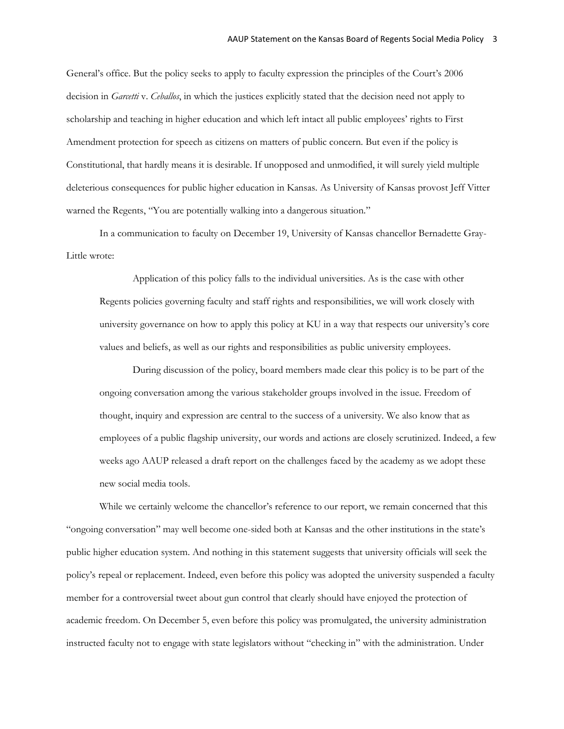General's office. But the policy seeks to apply to faculty expression the principles of the Court's 2006 decision in *Garcetti* v. *Ceballos*, in which the justices explicitly stated that the decision need not apply to scholarship and teaching in higher education and which left intact all public employees' rights to First Amendment protection for speech as citizens on matters of public concern. But even if the policy is Constitutional, that hardly means it is desirable. If unopposed and unmodified, it will surely yield multiple deleterious consequences for public higher education in Kansas. As University of Kansas provost Jeff Vitter warned the Regents, "You are potentially walking into a dangerous situation."

In a communication to faculty on December 19, University of Kansas chancellor Bernadette Gray-Little wrote:

> Application of this policy falls to the individual universities. As is the case with other Regents policies governing faculty and staff rights and responsibilities, we will work closely with university governance on how to apply this policy at KU in a way that respects our university's core values and beliefs, as well as our rights and responsibilities as public university employees.
>
> During discussion of the policy, board members made clear this policy is to be part of the ongoing conversation among the various stakeholder groups involved in the issue. Freedom of thought, inquiry and expression are central to the success of a university. We also know that as employees of a public flagship university, our words and actions are closely scrutinized. Indeed, a few weeks ago AAUP released a draft report on the challenges faced by the academy as we adopt these new social media tools.

While we certainly welcome the chancellor's reference to our report, we remain concerned that this "ongoing conversation" may well become one-sided both at Kansas and the other institutions in the state's public higher education system. And nothing in this statement suggests that university officials will seek the policy's repeal or replacement. Indeed, even before this policy was adopted the university suspended a faculty member for a controversial tweet about gun control that clearly should have enjoyed the protection of academic freedom. On December 5, even before this policy was promulgated, the university administration instructed faculty not to engage with state legislators without "checking in" with the administration. Under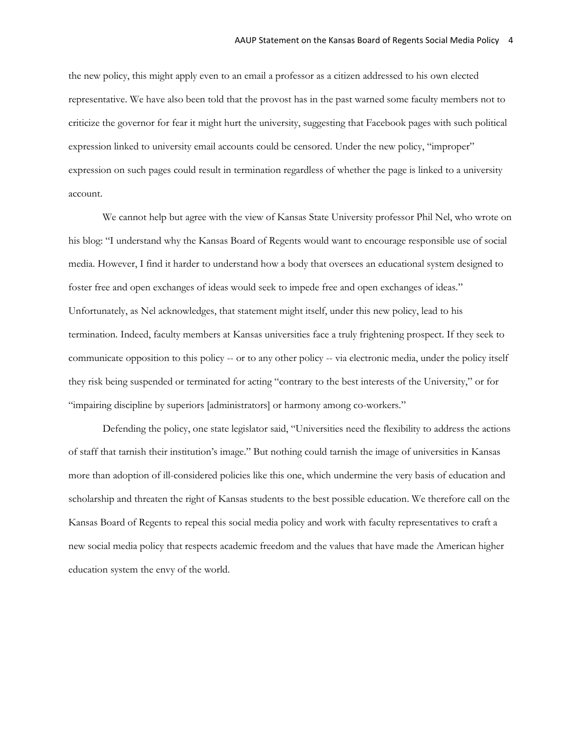the new policy, this might apply even to an email a professor as a citizen addressed to his own elected representative. We have also been told that the provost has in the past warned some faculty members not to criticize the governor for fear it might hurt the university, suggesting that Facebook pages with such political expression linked to university email accounts could be censored. Under the new policy, "improper" expression on such pages could result in termination regardless of whether the page is linked to a university account.

We cannot help but agree with the view of Kansas State University professor Phil Nel, who wrote on his blog: "I understand why the Kansas Board of Regents would want to encourage responsible use of social media. However, I find it harder to understand how a body that oversees an educational system designed to foster free and open exchanges of ideas would seek to impede free and open exchanges of ideas." Unfortunately, as Nel acknowledges, that statement might itself, under this new policy, lead to his termination. Indeed, faculty members at Kansas universities face a truly frightening prospect. If they seek to communicate opposition to this policy -- or to any other policy -- via electronic media, under the policy itself they risk being suspended or terminated for acting "contrary to the best interests of the University," or for "impairing discipline by superiors [administrators] or harmony among co-workers."

Defending the policy, one state legislator said, "Universities need the flexibility to address the actions of staff that tarnish their institution's image." But nothing could tarnish the image of universities in Kansas more than adoption of ill-considered policies like this one, which undermine the very basis of education and scholarship and threaten the right of Kansas students to the best possible education. We therefore call on the Kansas Board of Regents to repeal this social media policy and work with faculty representatives to craft a new social media policy that respects academic freedom and the values that have made the American higher education system the envy of the world.